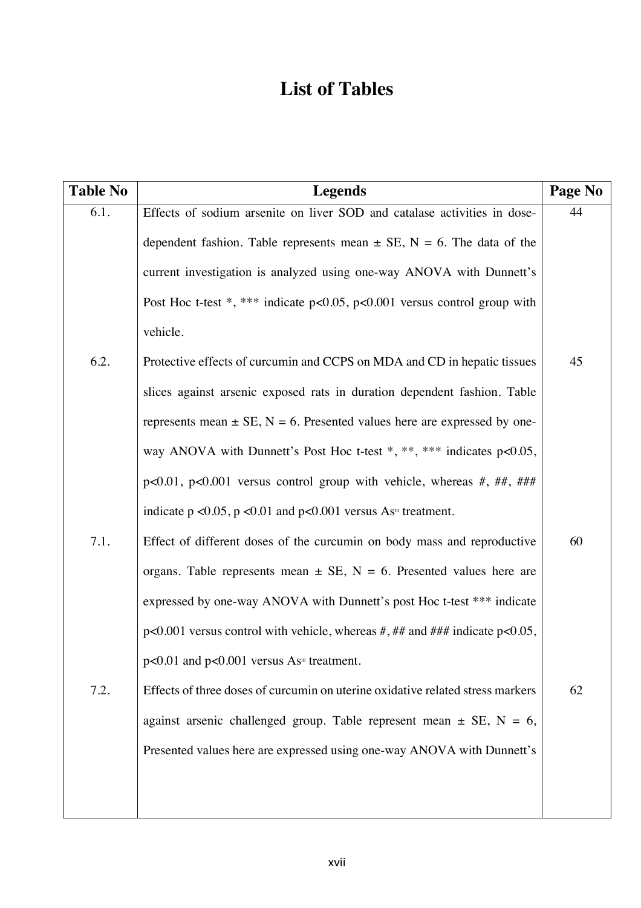# List of Tables

| Table No | Legends | Page No |
|---|---|---|
| 6.1. | Effects of sodium arsenite on liver SOD and catalase activities in dose-dependent fashion. Table represents mean ± SE, N = 6. The data of the current investigation is analyzed using one-way ANOVA with Dunnett's Post Hoc t-test *, *** indicate $p<0.05$, $p<0.001$ versus control group with vehicle. | 44 |
| 6.2. | Protective effects of curcumin and CCPS on MDA and CD in hepatic tissues slices against arsenic exposed rats in duration dependent fashion. Table represents mean ± SE, N = 6. Presented values here are expressed by one-way ANOVA with Dunnett's Post Hoc t-test *, **, *** indicates $p<0.05$, $p<0.01$, $p<0.001$ versus control group with vehicle, whereas #, ##, ### indicate $p<0.05$, $p<0.01$ and $p<0.001$ versus $As^{III}$ treatment. | 45 |
| 7.1. | Effect of different doses of the curcumin on body mass and reproductive organs. Table represents mean ± SE, N = 6. Presented values here are expressed by one-way ANOVA with Dunnett's post Hoc t-test *** indicate $p<0.001$ versus control with vehicle, whereas #, ## and ### indicate $p<0.05$, $p<0.01$ and $p<0.001$ versus $As^{III}$ treatment. | 60 |
| 7.2. | Effects of three doses of curcumin on uterine oxidative related stress markers against arsenic challenged group. Table represent mean ± SE, N = 6, Presented values here are expressed using one-way ANOVA with Dunnett's | 62 |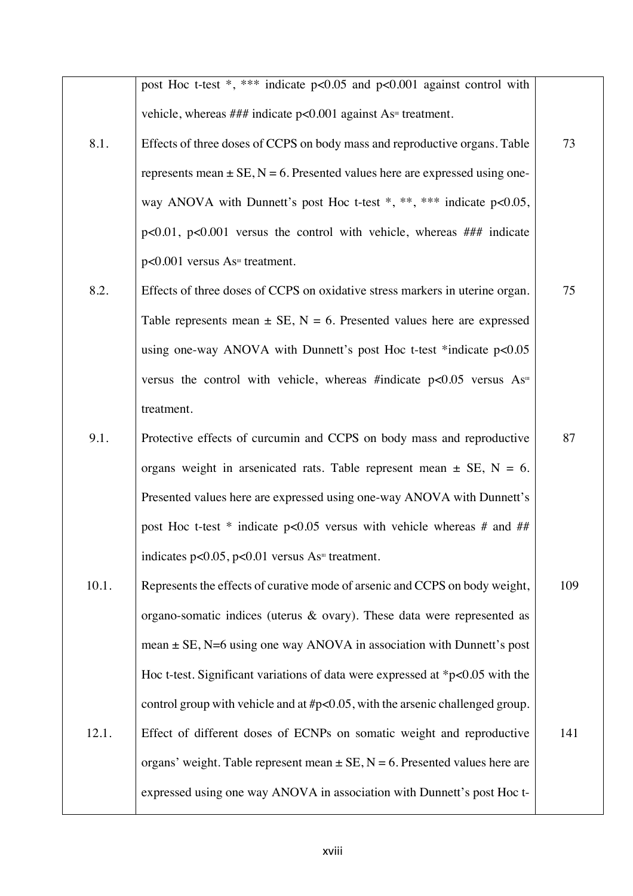| | | |
|---|---|---|
| | post Hoc t-test *, *** indicate $p<0.05$ and $p<0.001$ against control with vehicle, whereas ### indicate $p<0.001$ against $As^{III}$ treatment. | |
| 8.1. | Effects of three doses of CCPS on body mass and reproductive organs. Table represents mean ± SE, N = 6. Presented values here are expressed using one-way ANOVA with Dunnett's post Hoc t-test *, **, *** indicate $p<0.05$, $p<0.01$, $p<0.001$ versus the control with vehicle, whereas ### indicate $p<0.001$ versus $As^{III}$ treatment. | 73 |
| 8.2. | Effects of three doses of CCPS on oxidative stress markers in uterine organ. Table represents mean ± SE, N = 6. Presented values here are expressed using one-way ANOVA with Dunnett's post Hoc t-test *indicate $p<0.05$ versus the control with vehicle, whereas #indicate $p<0.05$ versus $As^{III}$ treatment. | 75 |
| 9.1. | Protective effects of curcumin and CCPS on body mass and reproductive organs weight in arsenicated rats. Table represent mean ± SE, N = 6. Presented values here are expressed using one-way ANOVA with Dunnett's post Hoc t-test * indicate $p<0.05$ versus with vehicle whereas # and ## indicates $p<0.05$, $p<0.01$ versus $As^{III}$ treatment. | 87 |
| 10.1. | Represents the effects of curative mode of arsenic and CCPS on body weight, organo-somatic indices (uterus & ovary). These data were represented as mean ± SE, N=6 using one way ANOVA in association with Dunnett's post Hoc t-test. Significant variations of data were expressed at *$p<0.05$ with the control group with vehicle and at #$p<0.05$, with the arsenic challenged group. | 109 |
| 12.1. | Effect of different doses of ECNPs on somatic weight and reproductive organs' weight. Table represent mean ± SE, N = 6. Presented values here are expressed using one way ANOVA in association with Dunnett's post Hoc t- | 141 |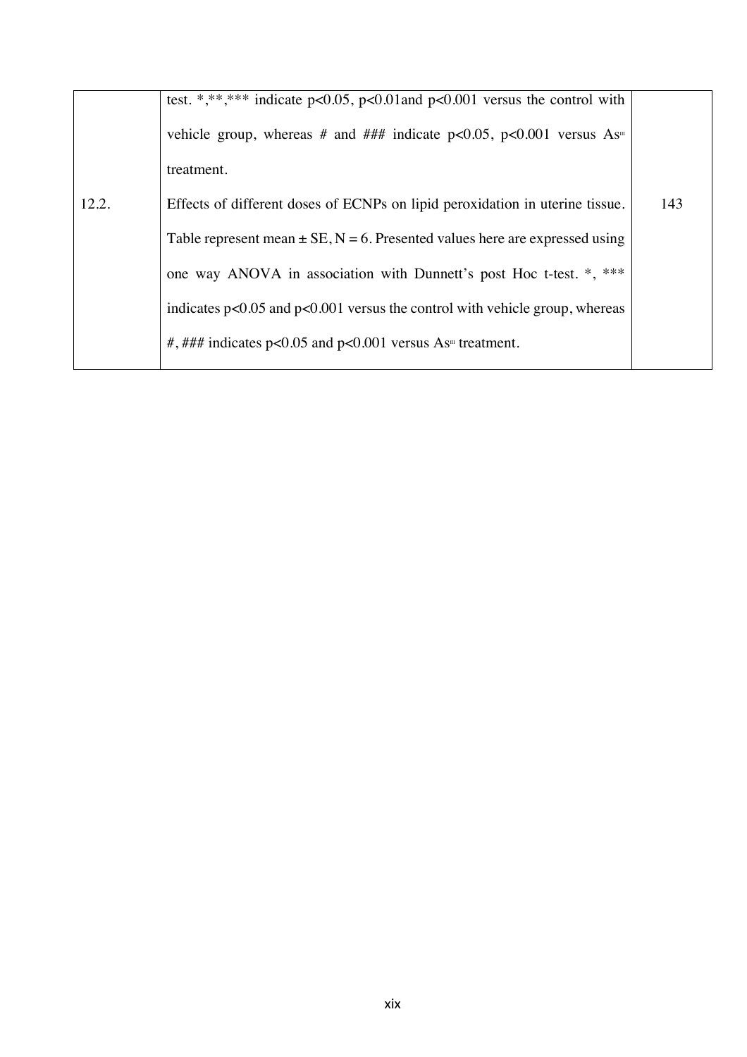| | | |
|---|---|---|
| | test. *,**,*** indicate $p<0.05$, $p<0.01$and $p<0.001$ versus the control with vehicle group, whereas # and ### indicate $p<0.05$, $p<0.001$ versus $As^{III}$ treatment. | |
| 12.2. | Effects of different doses of ECNPs on lipid peroxidation in uterine tissue. Table represent mean ± SE, N = 6. Presented values here are expressed using one way ANOVA in association with Dunnett's post Hoc t-test. *, *** indicates $p<0.05$ and $p<0.001$ versus the control with vehicle group, whereas #, ### indicates $p<0.05$ and $p<0.001$ versus $As^{III}$ treatment. | 143 |